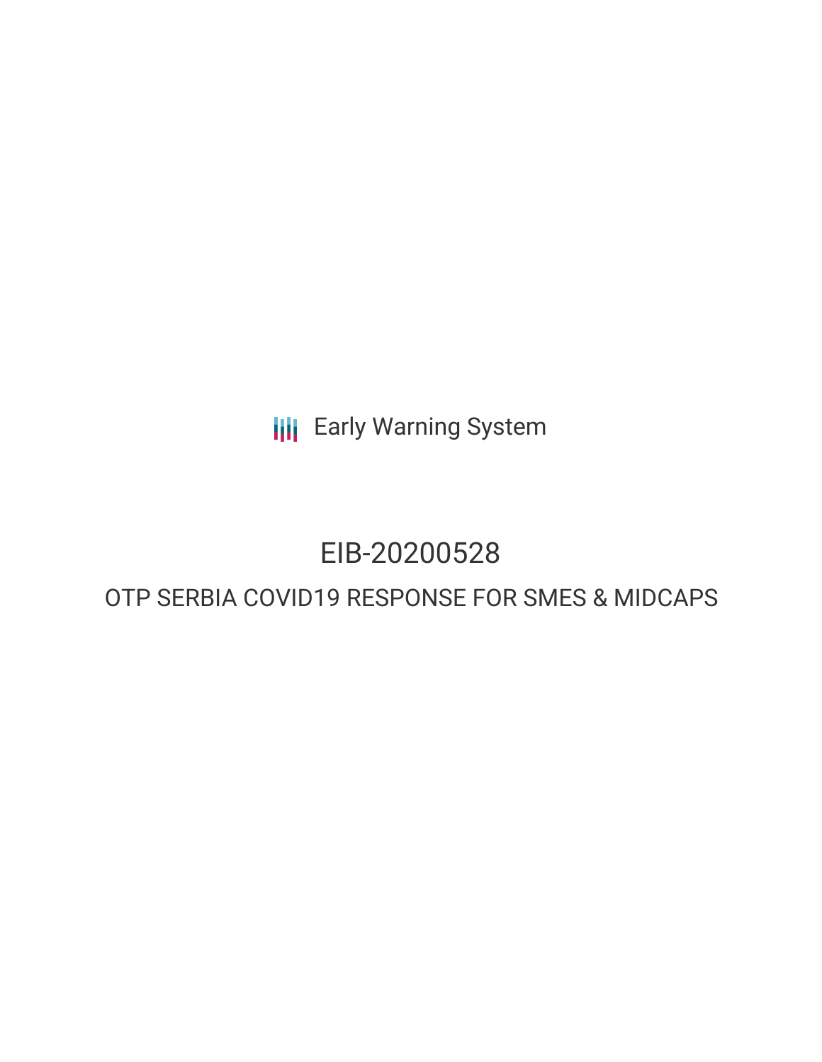Early Warning System

# EIB-20200528

## OTP SERBIA COVID19 RESPONSE FOR SMES & MIDCAPS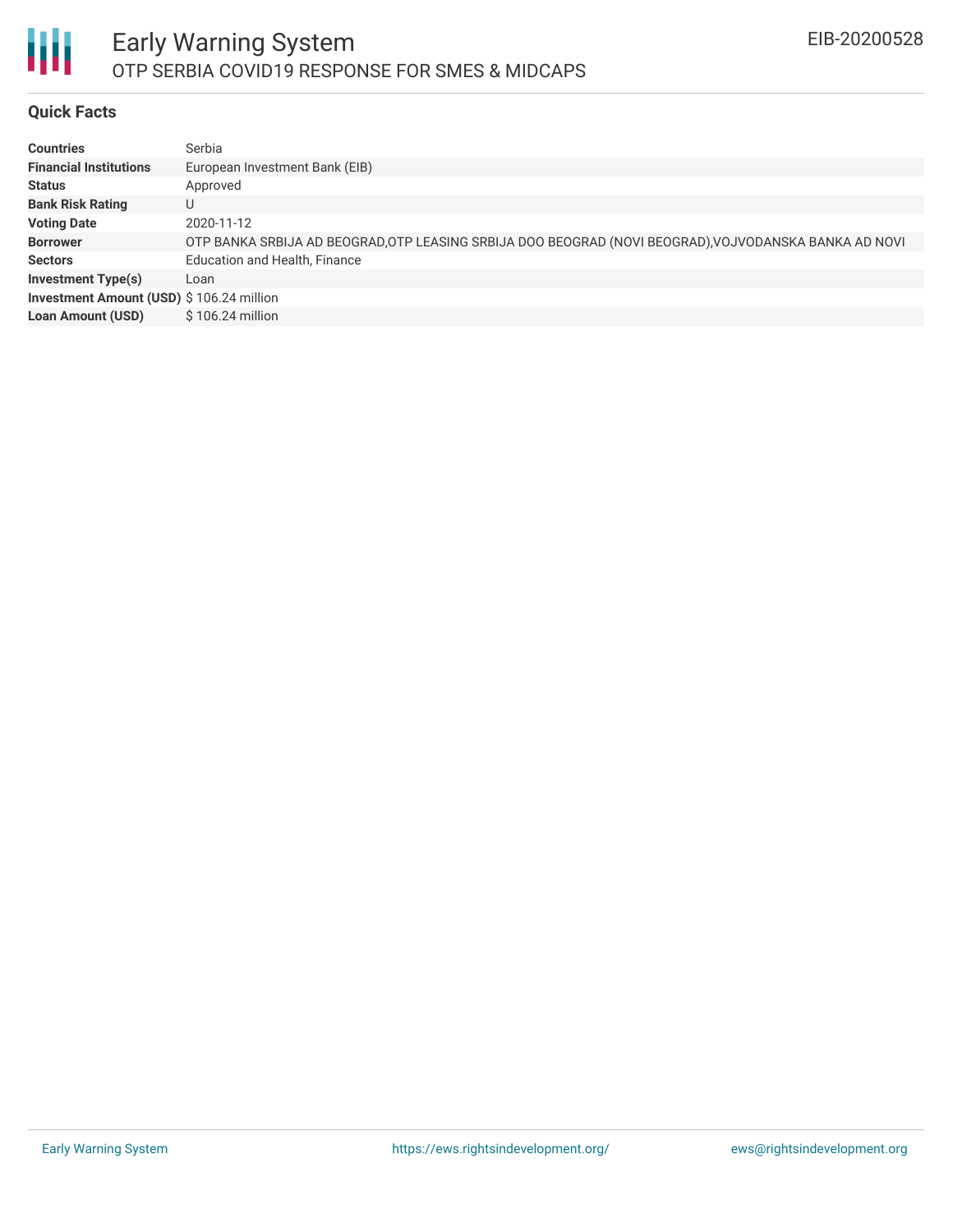# Early Warning System

## OTP SERBIA COVID19 RESPONSE FOR SMES & MIDCAPS

EIB-20200528

### Quick Facts

| | |
|---|---|
| **Countries** | Serbia |
| **Financial Institutions** | European Investment Bank (EIB) |
| **Status** | Approved |
| **Bank Risk Rating** | U |
| **Voting Date** | 2020-11-12 |
| **Borrower** | OTP BANKA SRBIJA AD BEOGRAD,OTP LEASING SRBIJA DOO BEOGRAD (NOVI BEOGRAD),VOJVODANSKA BANKA AD NOVI |
| **Sectors** | Education and Health, Finance |
| **Investment Type(s)** | Loan |
| **Investment Amount (USD)** | $ 106.24 million |
| **Loan Amount (USD)** | $ 106.24 million |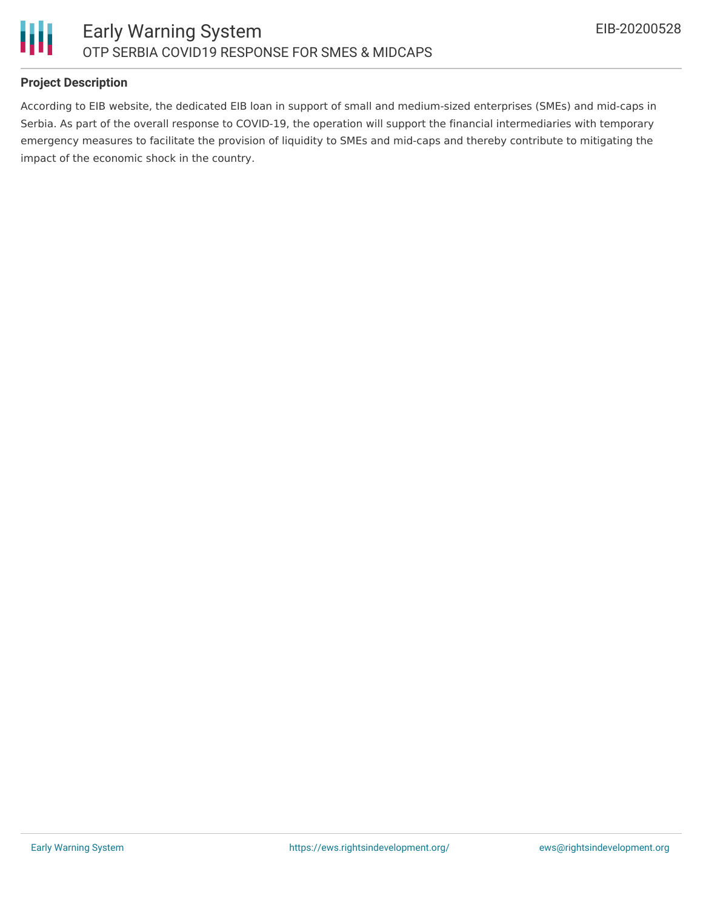**Project Description**

According to EIB website, the dedicated EIB loan in support of small and medium-sized enterprises (SMEs) and mid-caps in Serbia. As part of the overall response to COVID-19, the operation will support the financial intermediaries with temporary emergency measures to facilitate the provision of liquidity to SMEs and mid-caps and thereby contribute to mitigating the impact of the economic shock in the country.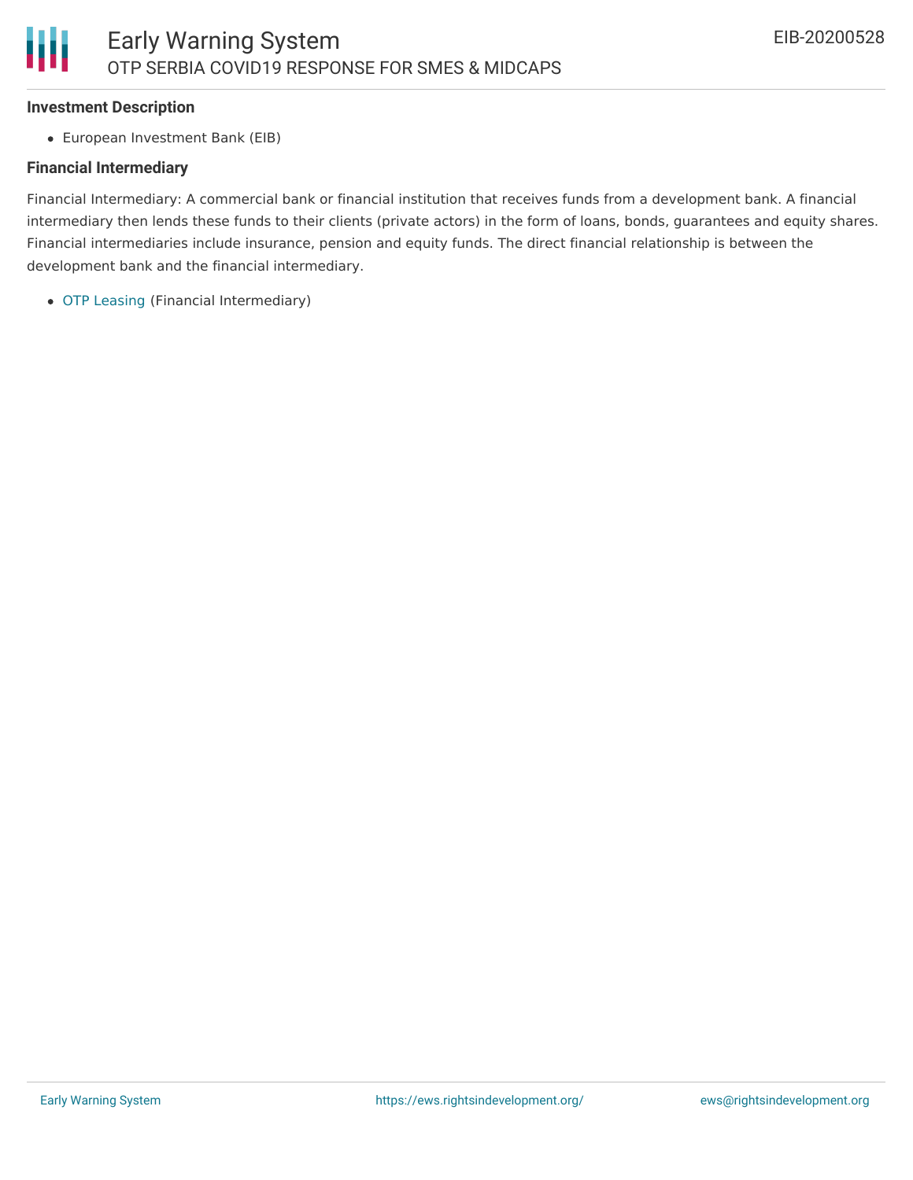**Investment Description**

- European Investment Bank (EIB)

**Financial Intermediary**

Financial Intermediary: A commercial bank or financial institution that receives funds from a development bank. A financial intermediary then lends these funds to their clients (private actors) in the form of loans, bonds, guarantees and equity shares. Financial intermediaries include insurance, pension and equity funds. The direct financial relationship is between the development bank and the financial intermediary.

- OTP Leasing (Financial Intermediary)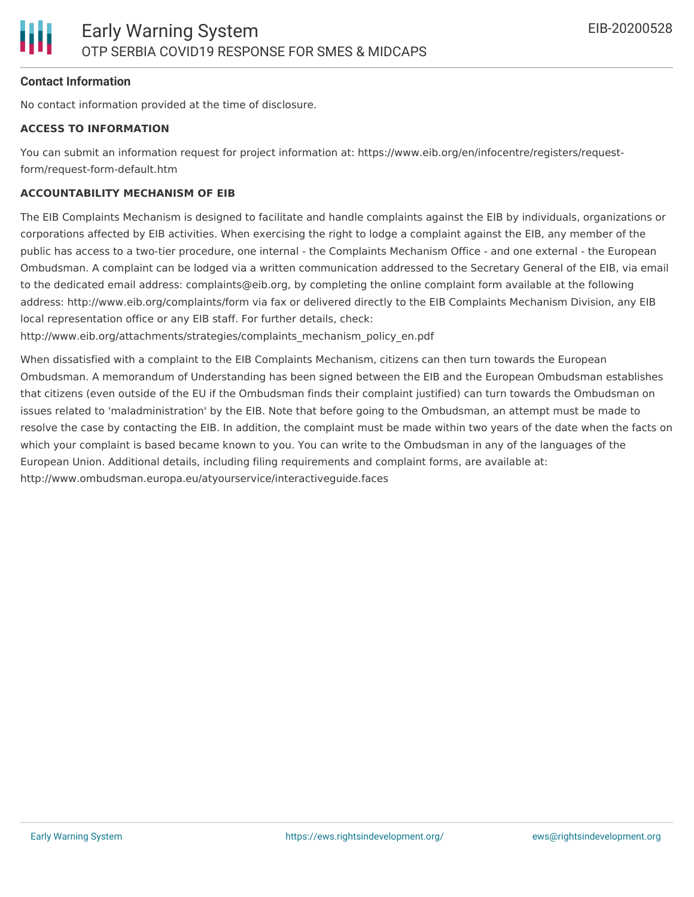**Contact Information**

No contact information provided at the time of disclosure.

**ACCESS TO INFORMATION**

You can submit an information request for project information at: https://www.eib.org/en/infocentre/registers/request-form/request-form-default.htm

**ACCOUNTABILITY MECHANISM OF EIB**

The EIB Complaints Mechanism is designed to facilitate and handle complaints against the EIB by individuals, organizations or corporations affected by EIB activities. When exercising the right to lodge a complaint against the EIB, any member of the public has access to a two-tier procedure, one internal - the Complaints Mechanism Office - and one external - the European Ombudsman. A complaint can be lodged via a written communication addressed to the Secretary General of the EIB, via email to the dedicated email address: complaints@eib.org, by completing the online complaint form available at the following address: http://www.eib.org/complaints/form via fax or delivered directly to the EIB Complaints Mechanism Division, any EIB local representation office or any EIB staff. For further details, check: http://www.eib.org/attachments/strategies/complaints_mechanism_policy_en.pdf

When dissatisfied with a complaint to the EIB Complaints Mechanism, citizens can then turn towards the European Ombudsman. A memorandum of Understanding has been signed between the EIB and the European Ombudsman establishes that citizens (even outside of the EU if the Ombudsman finds their complaint justified) can turn towards the Ombudsman on issues related to 'maladministration' by the EIB. Note that before going to the Ombudsman, an attempt must be made to resolve the case by contacting the EIB. In addition, the complaint must be made within two years of the date when the facts on which your complaint is based became known to you. You can write to the Ombudsman in any of the languages of the European Union. Additional details, including filing requirements and complaint forms, are available at: http://www.ombudsman.europa.eu/atyourservice/interactiveguide.faces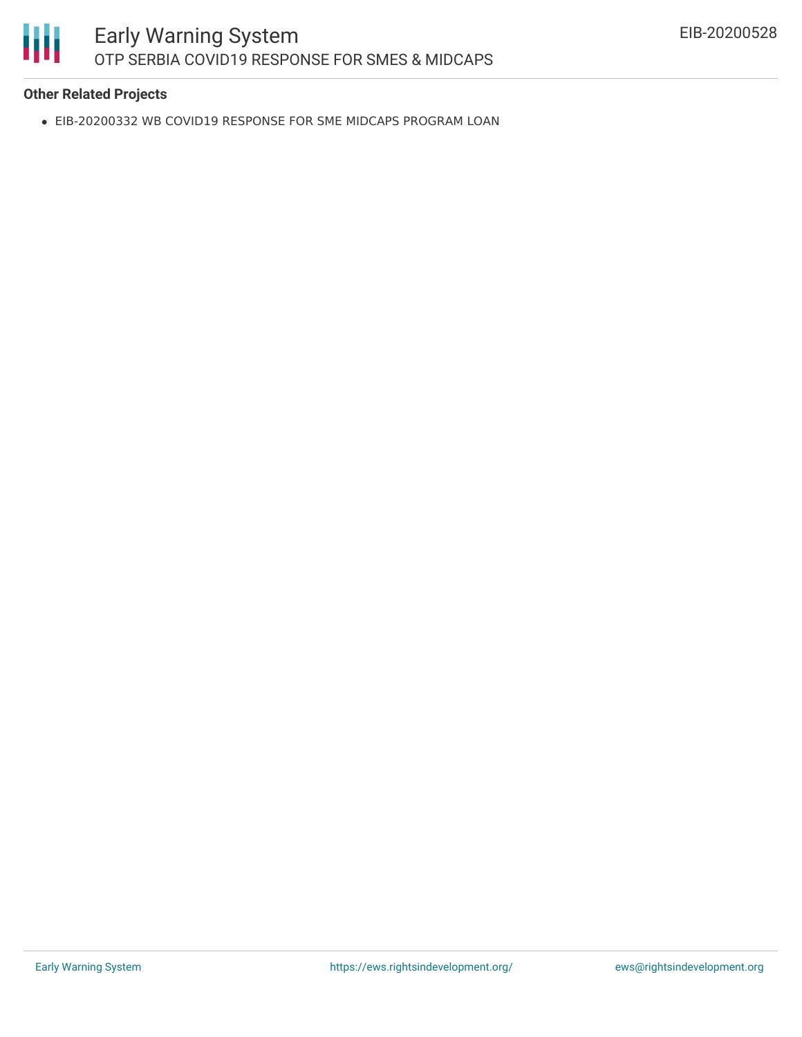**Other Related Projects**

- EIB-20200332 WB COVID19 RESPONSE FOR SME MIDCAPS PROGRAM LOAN